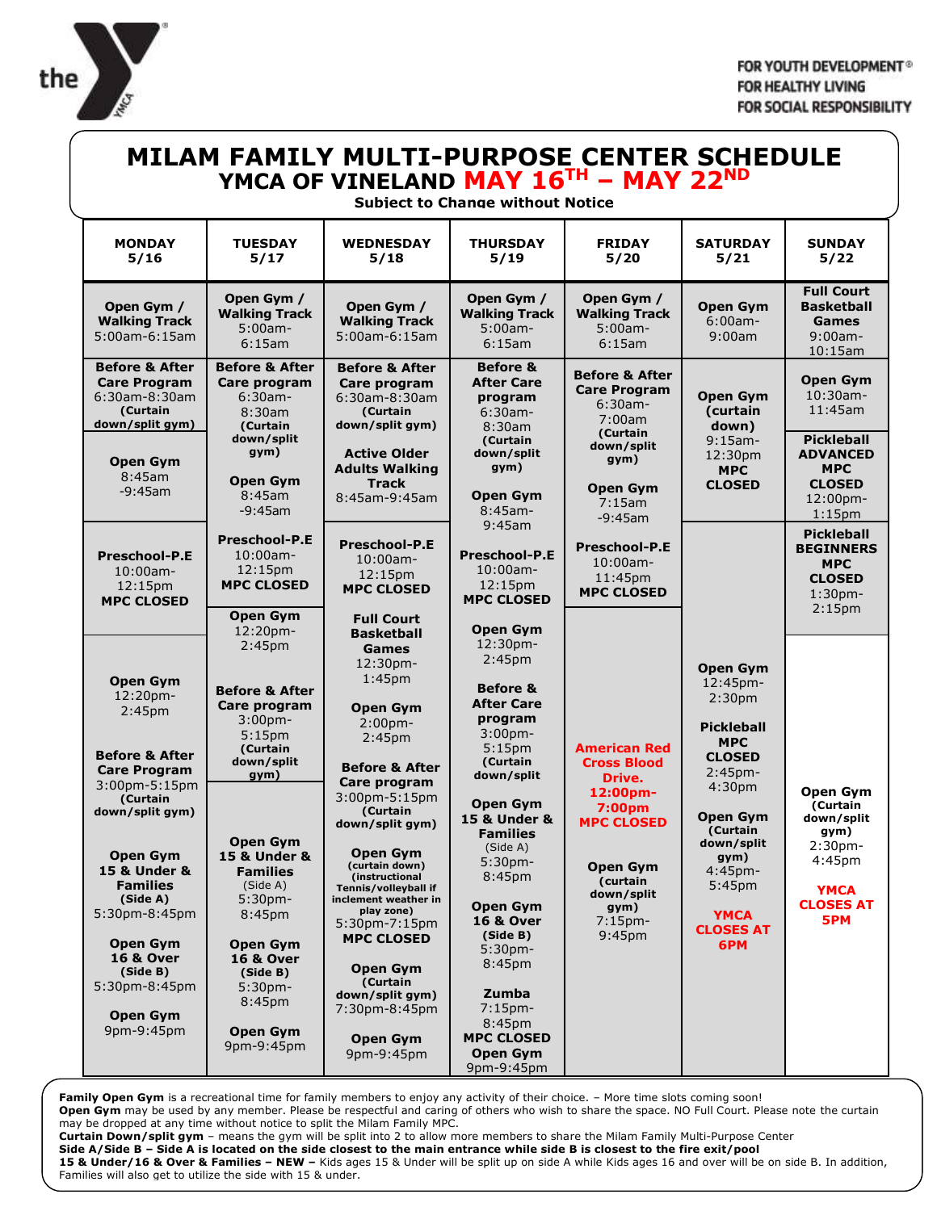FOR YOUTH DEVELOPMENT®
FOR HEALTHY LIVING
FOR SOCIAL RESPONSIBILITY

# MILAM FAMILY MULTI-PURPOSE CENTER SCHEDULE
## YMCA OF VINELAND MAY 16TH – MAY 22ND

**Subject to Change without Notice**

| MONDAY 5/16 | TUESDAY 5/17 | WEDNESDAY 5/18 | THURSDAY 5/19 | FRIDAY 5/20 | SATURDAY 5/21 | SUNDAY 5/22 |
|---|---|---|---|---|---|---|
| **Open Gym / Walking Track** 5:00am-6:15am | **Open Gym / Walking Track** 5:00am-6:15am | **Open Gym / Walking Track** 5:00am-6:15am | **Open Gym / Walking Track** 5:00am-6:15am | **Open Gym / Walking Track** 5:00am-6:15am | **Open Gym** 6:00am-9:00am | **Full Court Basketball Games** 9:00am-10:15am |
| **Before & After Care Program** 6:30am-8:30am **(Curtain down/split gym)** | **Before & After Care program** 6:30am-8:30am **(Curtain down/split gym)** | **Before & After Care program** 6:30am-8:30am **(Curtain down/split gym)** | **Before & After Care program** 6:30am-8:30am **(Curtain down/split gym)** | **Before & After Care Program** 6:30am-7:00am **(Curtain down/split gym)** | **Open Gym (curtain down)** 9:15am-12:30pm **MPC CLOSED** | **Open Gym** 10:30am-11:45am |
| **Open Gym** 8:45am-9:45am | **Open Gym** 8:45am-9:45am | **Active Older Adults Walking Track** 8:45am-9:45am | **Open Gym** 8:45am-9:45am | **Open Gym** 7:15am-9:45am | | **Pickleball ADVANCED MPC CLOSED** 12:00pm-1:15pm |
| **Preschool-P.E** 10:00am-12:15pm **MPC CLOSED** | **Preschool-P.E** 10:00am-12:15pm **MPC CLOSED** | **Preschool-P.E** 10:00am-12:15pm **MPC CLOSED** | **Preschool-P.E** 10:00am-12:15pm **MPC CLOSED** | **Preschool-P.E** 10:00am-11:45pm **MPC CLOSED** | | **Pickleball BEGINNERS MPC CLOSED** 1:30pm-2:15pm |
| **Open Gym** 12:20pm-2:45pm | **Open Gym** 12:20pm-2:45pm | **Full Court Basketball Games** 12:30pm-1:45pm | **Open Gym** 12:30pm-2:45pm | **American Red Cross Blood Drive. 12:00pm-7:00pm MPC CLOSED** | **Open Gym** 12:45pm-2:30pm | **Open Gym (Curtain down/split gym)** 2:30pm-4:45pm |
| | | **Open Gym** 2:00pm-2:45pm | | | **Pickleball MPC CLOSED** 2:45pm-4:30pm | |
| **Before & After Care Program** 3:00pm-5:15pm **(Curtain down/split gym)** | **Before & After Care program** 3:00pm-5:15pm **(Curtain down/split gym)** | **Before & After Care program** 3:00pm-5:15pm **(Curtain down/split gym)** | **Before & After Care program** 3:00pm-5:15pm **(Curtain down/split** | | **Open Gym (Curtain down/split gym)** 4:45pm-5:45pm | **YMCA CLOSES AT 5PM** |
| **Open Gym 15 & Under & Families (Side A)** 5:30pm-8:45pm | **Open Gym 15 & Under & Families** (Side A) 5:30pm-8:45pm | **Open Gym (curtain down) (instructional Tennis/volleyball if inclement weather in play zone)** 5:30pm-7:15pm **MPC CLOSED** | **Open Gym 15 & Under & Families** (Side A) 5:30pm-8:45pm | **Open Gym (curtain down/split gym)** 7:15pm-9:45pm | **YMCA CLOSES AT 6PM** | |
| **Open Gym 16 & Over (Side B)** 5:30pm-8:45pm | **Open Gym 16 & Over (Side B)** 5:30pm-8:45pm | **Open Gym (Curtain down/split gym)** 7:30pm-8:45pm | **Open Gym 16 & Over (Side B)** 5:30pm-8:45pm | | | |
| | | | **Zumba** 7:15pm-8:45pm **MPC CLOSED** | | | |
| **Open Gym** 9pm-9:45pm | **Open Gym** 9pm-9:45pm | **Open Gym** 9pm-9:45pm | **Open Gym** 9pm-9:45pm | | | |

**Family Open Gym** is a recreational time for family members to enjoy any activity of their choice. – More time slots coming soon!
**Open Gym** may be used by any member. Please be respectful and caring of others who wish to share the space. NO Full Court. Please note the curtain may be dropped at any time without notice to split the Milam Family MPC.
**Curtain Down/split gym** – means the gym will be split into 2 to allow more members to share the Milam Family Multi-Purpose Center
**Side A/Side B – Side A is located on the side closest to the main entrance while side B is closest to the fire exit/pool**
**15 & Under/16 & Over & Families – NEW –** Kids ages 15 & Under will be split up on side A while Kids ages 16 and over will be on side B. In addition, Families will also get to utilize the side with 15 & under.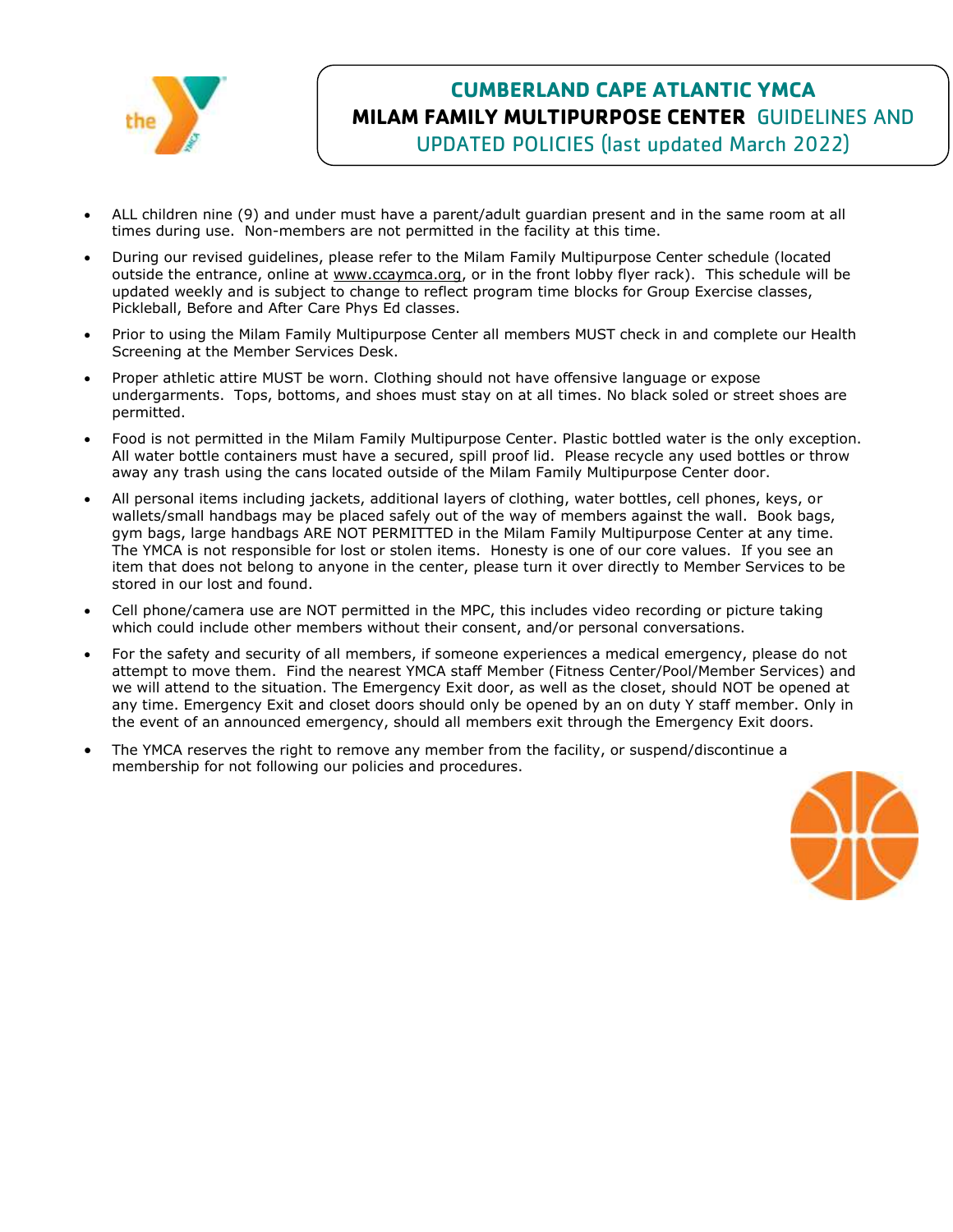# CUMBERLAND CAPE ATLANTIC YMCA

## MILAM FAMILY MULTIPURPOSE CENTER GUIDELINES AND UPDATED POLICIES (last updated March 2022)

- ALL children nine (9) and under must have a parent/adult guardian present and in the same room at all times during use. Non-members are not permitted in the facility at this time.
- During our revised guidelines, please refer to the Milam Family Multipurpose Center schedule (located outside the entrance, online at www.ccaymca.org, or in the front lobby flyer rack). This schedule will be updated weekly and is subject to change to reflect program time blocks for Group Exercise classes, Pickleball, Before and After Care Phys Ed classes.
- Prior to using the Milam Family Multipurpose Center all members MUST check in and complete our Health Screening at the Member Services Desk.
- Proper athletic attire MUST be worn. Clothing should not have offensive language or expose undergarments. Tops, bottoms, and shoes must stay on at all times. No black soled or street shoes are permitted.
- Food is not permitted in the Milam Family Multipurpose Center. Plastic bottled water is the only exception. All water bottle containers must have a secured, spill proof lid. Please recycle any used bottles or throw away any trash using the cans located outside of the Milam Family Multipurpose Center door.
- All personal items including jackets, additional layers of clothing, water bottles, cell phones, keys, or wallets/small handbags may be placed safely out of the way of members against the wall. Book bags, gym bags, large handbags ARE NOT PERMITTED in the Milam Family Multipurpose Center at any time. The YMCA is not responsible for lost or stolen items. Honesty is one of our core values. If you see an item that does not belong to anyone in the center, please turn it over directly to Member Services to be stored in our lost and found.
- Cell phone/camera use are NOT permitted in the MPC, this includes video recording or picture taking which could include other members without their consent, and/or personal conversations.
- For the safety and security of all members, if someone experiences a medical emergency, please do not attempt to move them. Find the nearest YMCA staff Member (Fitness Center/Pool/Member Services) and we will attend to the situation. The Emergency Exit door, as well as the closet, should NOT be opened at any time. Emergency Exit and closet doors should only be opened by an on duty Y staff member. Only in the event of an announced emergency, should all members exit through the Emergency Exit doors.
- The YMCA reserves the right to remove any member from the facility, or suspend/discontinue a membership for not following our policies and procedures.